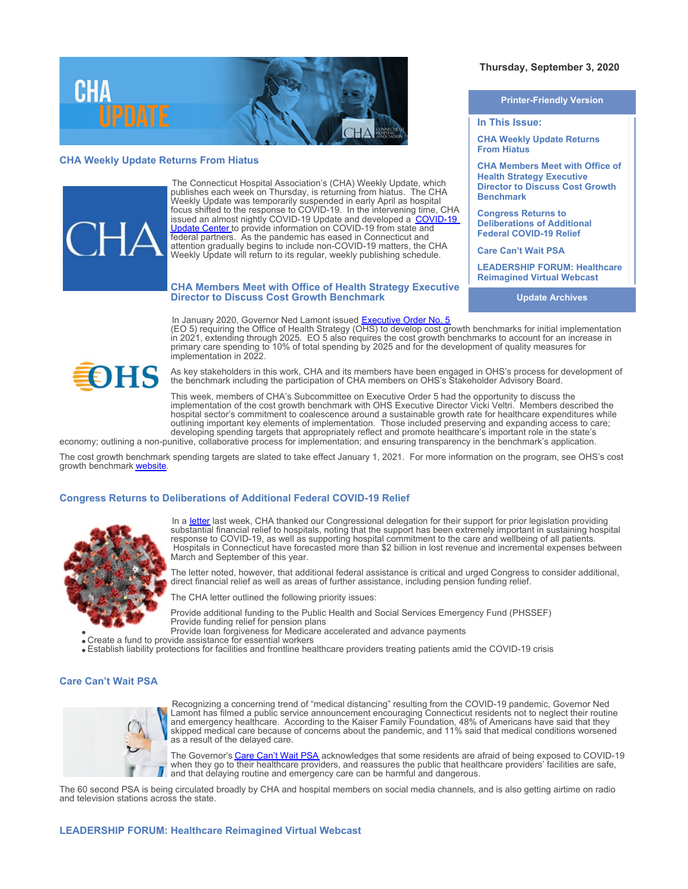Thursday, September 3, 2020

Printer-Friendly Version

**In This Issue:**

- CHA Weekly Update Returns From Hiatus
- CHA Members Meet with Office of Health Strategy Executive Director to Discuss Cost Growth Benchmark
- Congress Returns to Deliberations of Additional Federal COVID-19 Relief
- Care Can't Wait PSA
- LEADERSHIP FORUM: Healthcare Reimagined Virtual Webcast

Update Archives

## CHA Weekly Update Returns From Hiatus

The Connecticut Hospital Association's (CHA) Weekly Update, which publishes each week on Thursday, is returning from hiatus. The CHA Weekly Update was temporarily suspended in early April as hospital focus shifted to the response to COVID-19. In the intervening time, CHA issued an almost nightly COVID-19 Update and developed a COVID-19 Update Center to provide information on COVID-19 from state and federal partners. As the pandemic has eased in Connecticut and attention gradually begins to include non-COVID-19 matters, the CHA Weekly Update will return to its regular, weekly publishing schedule.

## CHA Members Meet with Office of Health Strategy Executive Director to Discuss Cost Growth Benchmark

In January 2020, Governor Ned Lamont issued Executive Order No. 5 (EO 5) requiring the Office of Health Strategy (OHS) to develop cost growth benchmarks for initial implementation in 2021, extending through 2025. EO 5 also requires the cost growth benchmarks to account for an increase in primary care spending to 10% of total spending by 2025 and for the development of quality measures for implementation in 2022.

As key stakeholders in this work, CHA and its members have been engaged in OHS's process for development of the benchmark including the participation of CHA members on OHS's Stakeholder Advisory Board.

This week, members of CHA's Subcommittee on Executive Order 5 had the opportunity to discuss the implementation of the cost growth benchmark with OHS Executive Director Vicki Veltri. Members described the hospital sector's commitment to coalescence around a sustainable growth rate for healthcare expenditures while outlining important key elements of implementation. Those included preserving and expanding access to care; developing spending targets that appropriately reflect and promote healthcare's important role in the state's economy; outlining a non-punitive, collaborative process for implementation; and ensuring transparency in the benchmark's application.

The cost growth benchmark spending targets are slated to take effect January 1, 2021. For more information on the program, see OHS's cost growth benchmark website.

## Congress Returns to Deliberations of Additional Federal COVID-19 Relief

In a letter last week, CHA thanked our Congressional delegation for their support for prior legislation providing substantial financial relief to hospitals, noting that the support has been extremely important in sustaining hospital response to COVID-19, as well as supporting hospital commitment to the care and wellbeing of all patients. Hospitals in Connecticut have forecasted more than $2 billion in lost revenue and incremental expenses between March and September of this year.

The letter noted, however, that additional federal assistance is critical and urged Congress to consider additional, direct financial relief as well as areas of further assistance, including pension funding relief.

The CHA letter outlined the following priority issues:

- Provide additional funding to the Public Health and Social Services Emergency Fund (PHSSEF)
- Provide funding relief for pension plans
- Provide loan forgiveness for Medicare accelerated and advance payments
- Create a fund to provide assistance for essential workers
- Establish liability protections for facilities and frontline healthcare providers treating patients amid the COVID-19 crisis

## Care Can't Wait PSA

Recognizing a concerning trend of "medical distancing" resulting from the COVID-19 pandemic, Governor Ned Lamont has filmed a public service announcement encouraging Connecticut residents not to neglect their routine and emergency healthcare. According to the Kaiser Family Foundation, 48% of Americans have said that they skipped medical care because of concerns about the pandemic, and 11% said that medical conditions worsened as a result of the delayed care.

The Governor's Care Can't Wait PSA acknowledges that some residents are afraid of being exposed to COVID-19 when they go to their healthcare providers, and reassures the public that healthcare providers' facilities are safe, and that delaying routine and emergency care can be harmful and dangerous.

The 60 second PSA is being circulated broadly by CHA and hospital members on social media channels, and is also getting airtime on radio and television stations across the state.

## LEADERSHIP FORUM: Healthcare Reimagined Virtual Webcast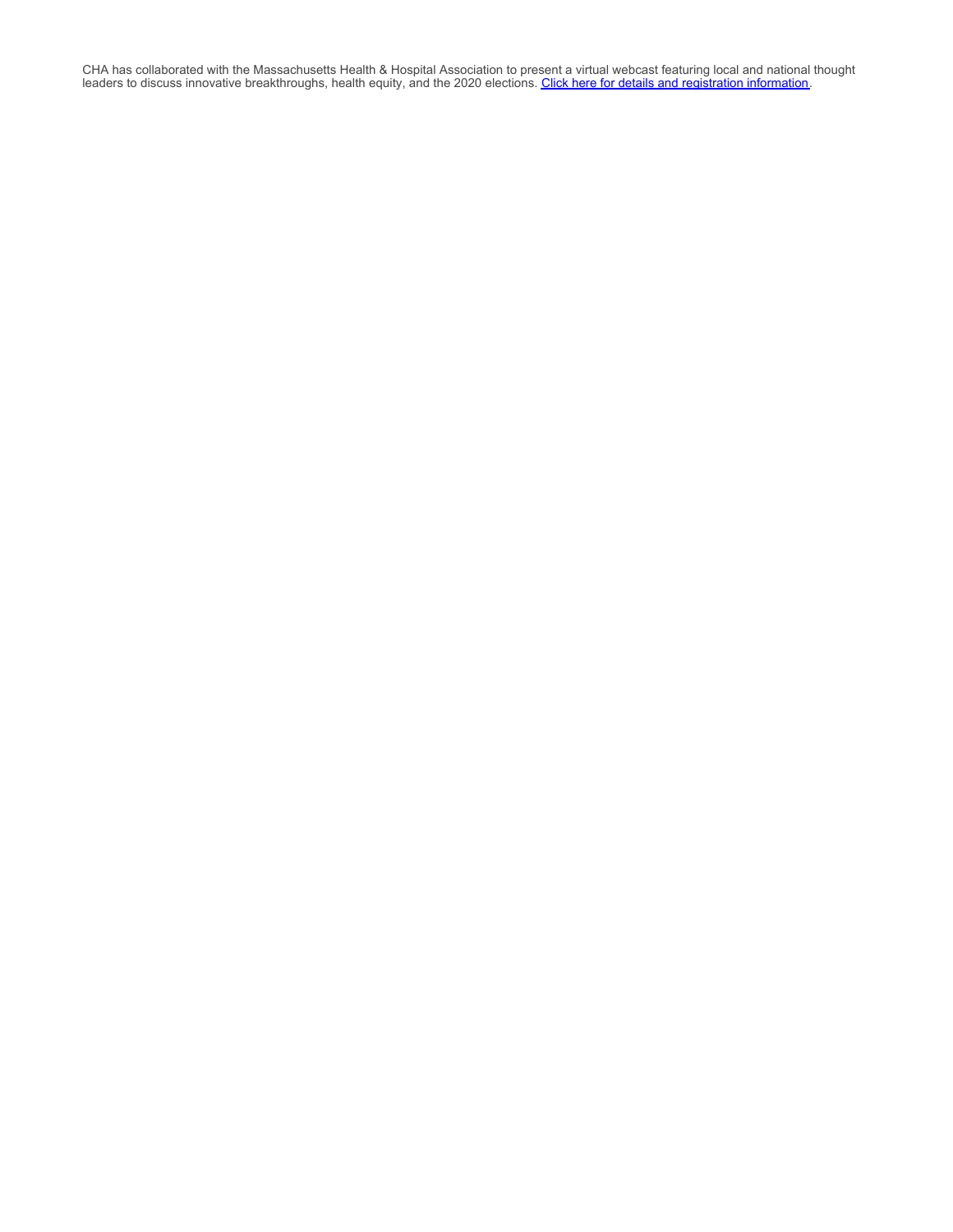CHA has collaborated with the Massachusetts Health & Hospital Association to present a virtual webcast featuring local and national thought leaders to discuss innovative breakthroughs, health equity, and the 2020 elections. Click here for details and registration information.